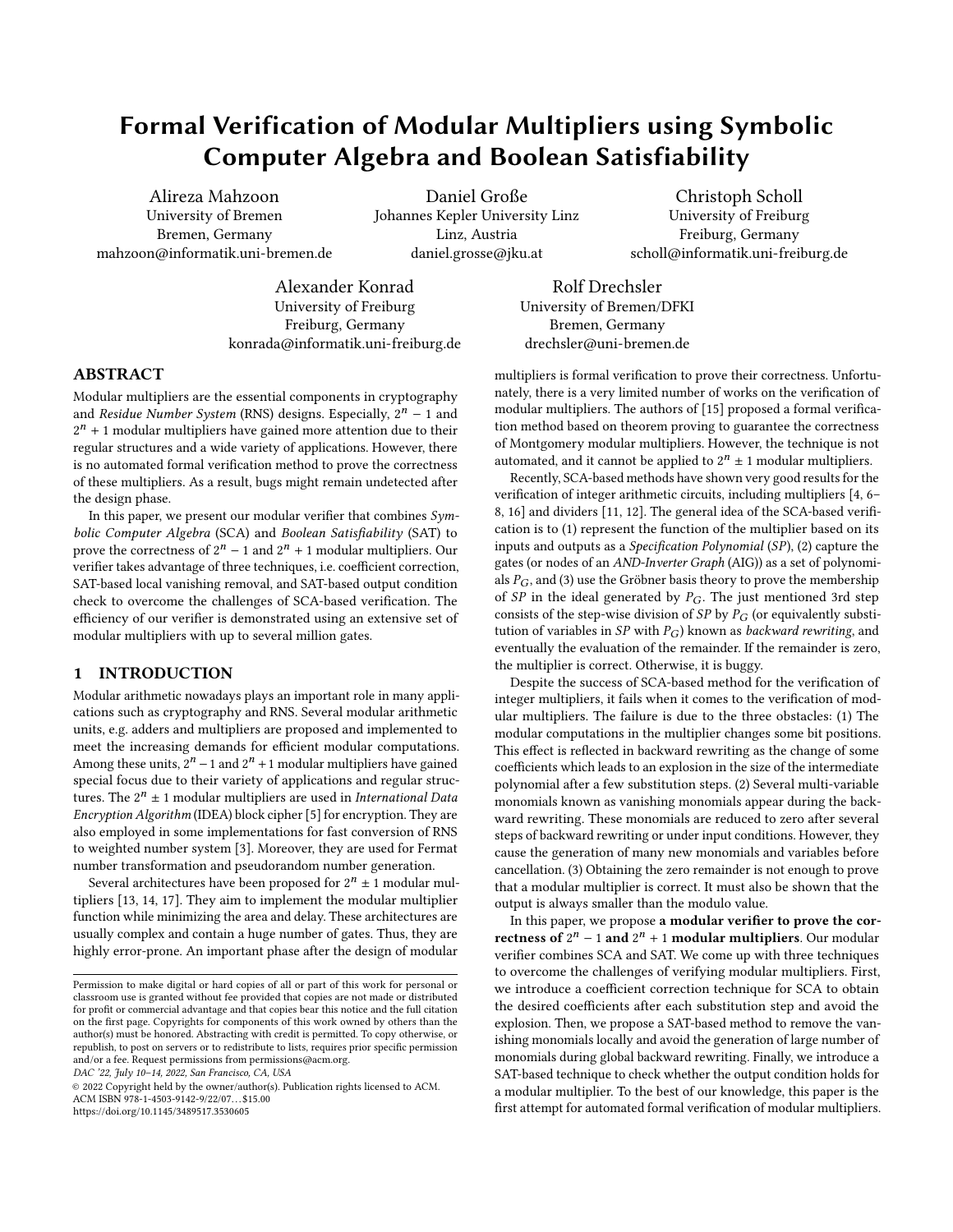# Formal Verification of Modular Multipliers using Symbolic Computer Algebra and Boolean Satisfiability

Alireza Mahzoon
University of Bremen
Bremen, Germany
mahzoon@informatik.uni-bremen.de

Daniel Große
Johannes Kepler University Linz
Linz, Austria
daniel.grosse@jku.at

Christoph Scholl
University of Freiburg
Freiburg, Germany
scholl@informatik.uni-freiburg.de

Alexander Konrad
University of Freiburg
Freiburg, Germany
konrada@informatik.uni-freiburg.de

Rolf Drechsler
University of Bremen/DFKI
Bremen, Germany
drechsler@uni-bremen.de

## ABSTRACT

Modular multipliers are the essential components in cryptography and *Residue Number System* (RNS) designs. Especially, $2^n - 1$ and $2^n + 1$ modular multipliers have gained more attention due to their regular structures and a wide variety of applications. However, there is no automated formal verification method to prove the correctness of these multipliers. As a result, bugs might remain undetected after the design phase.

In this paper, we present our modular verifier that combines *Symbolic Computer Algebra* (SCA) and *Boolean Satisfiability* (SAT) to prove the correctness of $2^n - 1$ and $2^n + 1$ modular multipliers. Our verifier takes advantage of three techniques, i.e. coefficient correction, SAT-based local vanishing removal, and SAT-based output condition check to overcome the challenges of SCA-based verification. The efficiency of our verifier is demonstrated using an extensive set of modular multipliers with up to several million gates.

## 1 INTRODUCTION

Modular arithmetic nowadays plays an important role in many applications such as cryptography and RNS. Several modular arithmetic units, e.g. adders and multipliers are proposed and implemented to meet the increasing demands for efficient modular computations. Among these units, $2^n - 1$ and $2^n + 1$ modular multipliers have gained special focus due to their variety of applications and regular structures. The $2^n \pm 1$ modular multipliers are used in *International Data Encryption Algorithm* (IDEA) block cipher [5] for encryption. They are also employed in some implementations for fast conversion of RNS to weighted number system [3]. Moreover, they are used for Fermat number transformation and pseudorandom number generation.

Several architectures have been proposed for $2^n \pm 1$ modular multipliers [13, 14, 17]. They aim to implement the modular multiplier function while minimizing the area and delay. These architectures are usually complex and contain a huge number of gates. Thus, they are highly error-prone. An important phase after the design of modular multipliers is formal verification to prove their correctness. Unfortunately, there is a very limited number of works on the verification of modular multipliers. The authors of [15] proposed a formal verification method based on theorem proving to guarantee the correctness of Montgomery modular multipliers. However, the technique is not automated, and it cannot be applied to $2^n \pm 1$ modular multipliers.

Recently, SCA-based methods have shown very good results for the verification of integer arithmetic circuits, including multipliers [4, 6–8, 16] and dividers [11, 12]. The general idea of the SCA-based verification is to (1) represent the function of the multiplier based on its inputs and outputs as a *Specification Polynomial* (*SP*), (2) capture the gates (or nodes of an *AND-Inverter Graph* (AIG)) as a set of polynomials $P_G$, and (3) use the Gröbner basis theory to prove the membership of *SP* in the ideal generated by $P_G$. The just mentioned 3rd step consists of the step-wise division of *SP* by $P_G$ (or equivalently substitution of variables in *SP* with $P_G$) known as *backward rewriting*, and eventually the evaluation of the remainder. If the remainder is zero, the multiplier is correct. Otherwise, it is buggy.

Despite the success of SCA-based method for the verification of integer multipliers, it fails when it comes to the verification of modular multipliers. The failure is due to the three obstacles: (1) The modular computations in the multiplier changes some bit positions. This effect is reflected in backward rewriting as the change of some coefficients which leads to an explosion in the size of the intermediate polynomial after a few substitution steps. (2) Several multi-variable monomials known as vanishing monomials appear during the backward rewriting. These monomials are reduced to zero after several steps of backward rewriting or under input conditions. However, they cause the generation of many new monomials and variables before cancellation. (3) Obtaining the zero remainder is not enough to prove that a modular multiplier is correct. It must also be shown that the output is always smaller than the modulo value.

In this paper, we propose **a modular verifier to prove the correctness of $2^n - 1$ and $2^n + 1$ modular multipliers**. Our modular verifier combines SCA and SAT. We come up with three techniques to overcome the challenges of verifying modular multipliers. First, we introduce a coefficient correction technique for SCA to obtain the desired coefficients after each substitution step and avoid the explosion. Then, we propose a SAT-based method to remove the vanishing monomials locally and avoid the generation of large number of monomials during global backward rewriting. Finally, we introduce a SAT-based technique to check whether the output condition holds for a modular multiplier. To the best of our knowledge, this paper is the first attempt for automated formal verification of modular multipliers.

Permission to make digital or hard copies of all or part of this work for personal or classroom use is granted without fee provided that copies are not made or distributed for profit or commercial advantage and that copies bear this notice and the full citation on the first page. Copyrights for components of this work owned by others than the author(s) must be honored. Abstracting with credit is permitted. To copy otherwise, or republish, to post on servers or to redistribute to lists, requires prior specific permission and/or a fee. Request permissions from permissions@acm.org.
*DAC '22, July 10–14, 2022, San Francisco, CA, USA*
© 2022 Copyright held by the owner/author(s). Publication rights licensed to ACM.
ACM ISBN 978-1-4503-9142-9/22/07…$15.00
https://doi.org/10.1145/3489517.3530605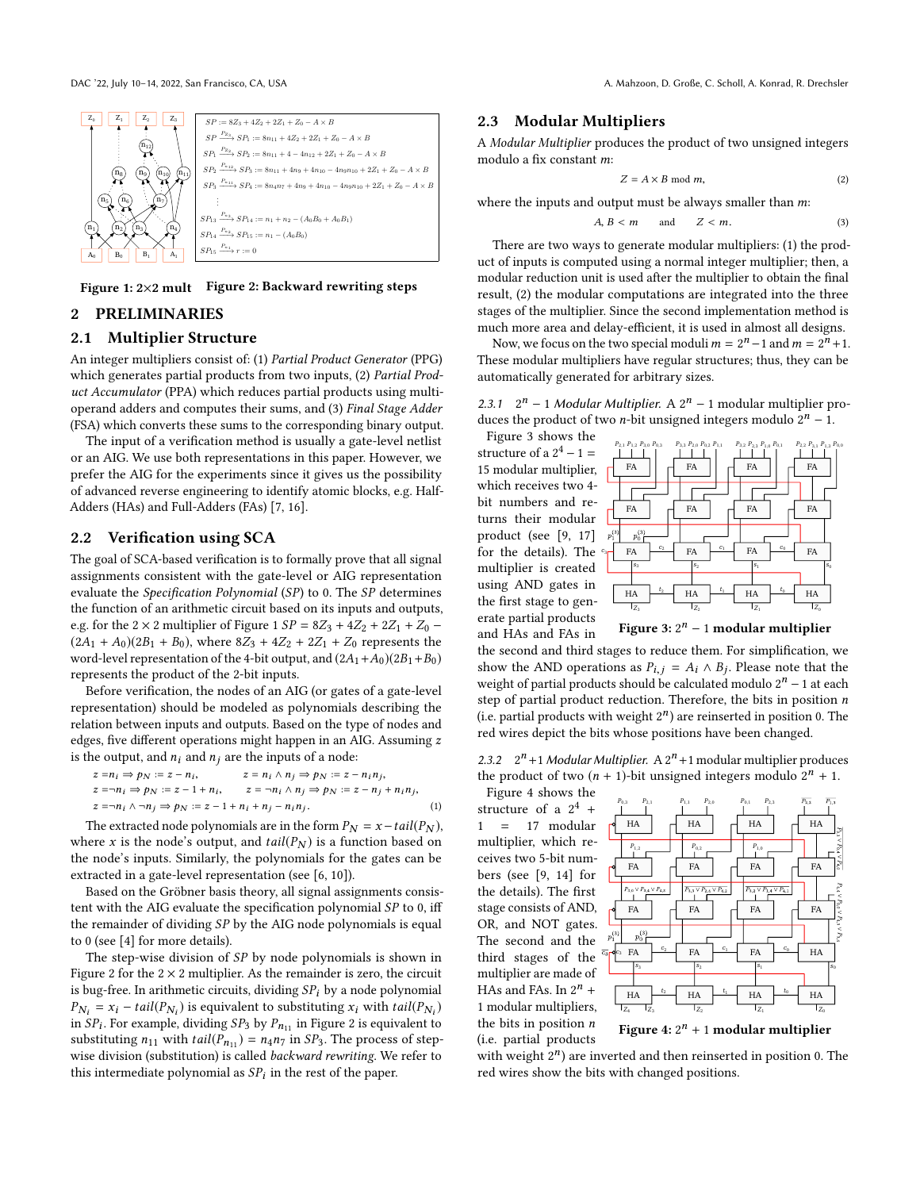$SP := 8Z_3 + 4Z_2 + 2Z_1 + Z_0 - A \times B$

$SP \xrightarrow{P_{Z_3}} SP_1 := 8n_{11} + 4Z_2 + 2Z_1 + Z_0 - A \times B$

$SP_1 \xrightarrow{P_{Z_2}} SP_2 := 8n_{11} + 4 - 4n_{12} + 2Z_1 + Z_0 - A \times B$

$SP_2 \xrightarrow{P_{n_{12}}} SP_3 := 8n_{11} + 4n_9 + 4n_{10} - 4n_9n_{10} + 2Z_1 + Z_0 - A \times B$

$SP_3 \xrightarrow{P_{n_{11}}} SP_4 := 8n_4n_7 + 4n_9 + 4n_{10} - 4n_9n_{10} + 2Z_1 + Z_0 - A \times B$

$\vdots$

$SP_{13} \xrightarrow{P_{n_3}} SP_{14} := n_1 + n_2 - (A_0B_0 + A_0B_1)$

$SP_{14} \xrightarrow{P_{n_2}} SP_{15} := n_1 - (A_0B_0)$

$SP_{15} \xrightarrow{P_{n_1}} r := 0$

**Figure 1: 2×2 mult** **Figure 2: Backward rewriting steps**

## 2 PRELIMINARIES

### 2.1 Multiplier Structure

An integer multipliers consist of: (1) *Partial Product Generator* (PPG) which generates partial products from two inputs, (2) *Partial Product Accumulator* (PPA) which reduces partial products using multi-operand adders and computes their sums, and (3) *Final Stage Adder* (FSA) which converts these sums to the corresponding binary output.

The input of a verification method is usually a gate-level netlist or an AIG. We use both representations in this paper. However, we prefer the AIG for the experiments since it gives us the possibility of advanced reverse engineering to identify atomic blocks, e.g. Half-Adders (HAs) and Full-Adders (FAs) [7, 16].

### 2.2 Verification using SCA

The goal of SCA-based verification is to formally prove that all signal assignments consistent with the gate-level or AIG representation evaluate the *Specification Polynomial* (*SP*) to 0. The *SP* determines the function of an arithmetic circuit based on its inputs and outputs, e.g. for the $2 \times 2$ multiplier of Figure 1 $SP = 8Z_3 + 4Z_2 + 2Z_1 + Z_0 - (2A_1 + A_0)(2B_1 + B_0)$, where $8Z_3 + 4Z_2 + 2Z_1 + Z_0$ represents the word-level representation of the 4-bit output, and $(2A_1 + A_0)(2B_1 + B_0)$ represents the product of the 2-bit inputs.

Before verification, the nodes of an AIG (or gates of a gate-level representation) should be modeled as polynomials describing the relation between inputs and outputs. Based on the type of nodes and edges, five different operations might happen in an AIG. Assuming $z$ is the output, and $n_i$ and $n_j$ are the inputs of a node:

$$
\begin{aligned}
&z = n_i \Rightarrow p_N := z - n_i, && z = n_i \wedge n_j \Rightarrow p_N := z - n_i n_j,\\
&z = \neg n_i \Rightarrow p_N := z - 1 + n_i, && z = \neg n_i \wedge n_j \Rightarrow p_N := z - n_j + n_i n_j,\\
&z = \neg n_i \wedge \neg n_j \Rightarrow p_N := z - 1 + n_i + n_j - n_i n_j. && \qquad (1)
\end{aligned}
$$

The extracted node polynomials are in the form $P_N = x - tail(P_N)$, where $x$ is the node's output, and $tail(P_N)$ is a function based on the node's inputs. Similarly, the polynomials for the gates can be extracted in a gate-level representation (see [6, 10]).

Based on the Gröbner basis theory, all signal assignments consistent with the AIG evaluate the specification polynomial $SP$ to 0, iff the remainder of dividing $SP$ by the AIG node polynomials is equal to 0 (see [4] for more details).

The step-wise division of $SP$ by node polynomials is shown in Figure 2 for the $2 \times 2$ multiplier. As the remainder is zero, the circuit is bug-free. In arithmetic circuits, dividing $SP_i$ by a node polynomial $P_{N_i} = x_i - tail(P_{N_i})$ is equivalent to substituting $x_i$ with $tail(P_{N_i})$ in $SP_i$. For example, dividing $SP_3$ by $P_{n_{11}}$ in Figure 2 is equivalent to substituting $n_{11}$ with $tail(P_{n_{11}}) = n_4 n_7$ in $SP_3$. The process of step-wise division (substitution) is called *backward rewriting*. We refer to this intermediate polynomial as $SP_i$ in the rest of the paper.

### 2.3 Modular Multipliers

A *Modular Multiplier* produces the product of two unsigned integers modulo a fix constant $m$:

$$Z = A \times B \bmod m, \qquad (2)$$

where the inputs and output must be always smaller than $m$:

$$A, B < m \quad \text{and} \quad Z < m. \qquad (3)$$

There are two ways to generate modular multipliers: (1) the product of inputs is computed using a normal integer multiplier; then, a modular reduction unit is used after the multiplier to obtain the final result, (2) the modular computations are integrated into the three stages of the multiplier. Since the second implementation method is much more area and delay-efficient, it is used in almost all designs.

Now, we focus on the two special moduli $m = 2^n - 1$ and $m = 2^n + 1$. These modular multipliers have regular structures; thus, they can be automatically generated for arbitrary sizes.

#### 2.3.1 $2^n - 1$ *Modular Multiplier.*

A $2^n - 1$ modular multiplier produces the product of two $n$-bit unsigned integers modulo $2^n - 1$.

Figure 3 shows the structure of a $2^4 - 1 = 15$ modular multiplier, which receives two 4-bit numbers and returns their modular product (see [9, 17] for the details). The multiplier is created using AND gates in the first stage to generate partial products and HAs and FAs in the second and third stages to reduce them. For simplification, we show the AND operations as $P_{i,j} = A_i \wedge B_j$. Please note that the weight of partial products should be calculated modulo $2^n - 1$ at each step of partial product reduction. Therefore, the bits in position $n$ (i.e. partial products with weight $2^n$) are reinserted in position 0. The red wires depict the bits whose positions have been changed.

**Figure 3: $2^n - 1$ modular multiplier**

#### 2.3.2 $2^n + 1$ *Modular Multiplier.*

A $2^n + 1$ modular multiplier produces the product of two $(n + 1)$-bit unsigned integers modulo $2^n + 1$.

Figure 4 shows the structure of a $2^4 + 1 = 17$ modular multiplier, which receives two 5-bit numbers (see [9, 14] for the details). The first stage consists of AND, OR, and NOT gates. The second and the third stages of the multiplier are made of HAs and FAs. In $2^n + 1$ modular multipliers, the bits in position $n$ (i.e. partial products with weight $2^n$) are inverted and then reinserted in position 0. The red wires show the bits with changed positions.

**Figure 4: $2^n + 1$ modular multiplier**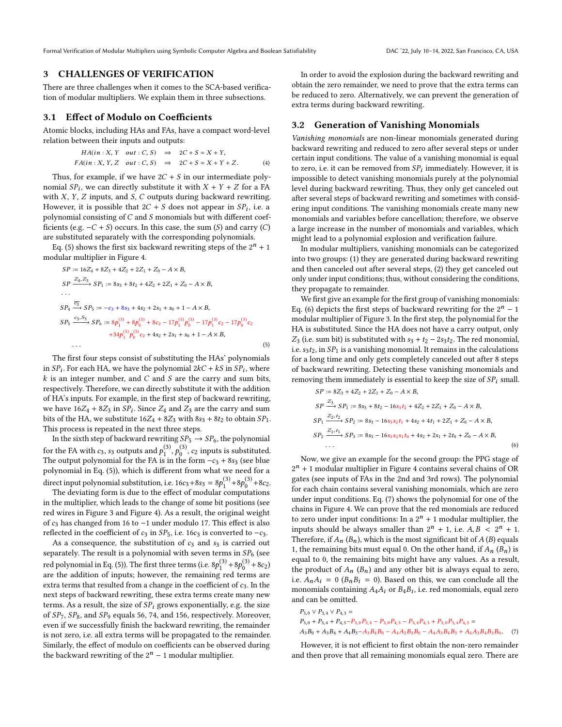## 3 CHALLENGES OF VERIFICATION

There are three challenges when it comes to the SCA-based verification of modular multipliers. We explain them in three subsections.

### 3.1 Effect of Modulo on Coefficients

Atomic blocks, including HAs and FAs, have a compact word-level relation between their inputs and outputs:

$$
\begin{aligned}
&HA(in: X, Y \quad out: C, S) \quad \Rightarrow \quad 2C + S = X + Y, \\
&FA(in: X, Y, Z \quad out: C, S) \quad \Rightarrow \quad 2C + S = X + Y + Z.
\end{aligned} \tag{4}
$$

Thus, for example, if we have $2C + S$ in our intermediate polynomial $SP_i$, we can directly substitute it with $X + Y + Z$ for a FA with $X$, $Y$, $Z$ inputs, and $S$, $C$ outputs during backward rewriting. However, it is possible that $2C + S$ does not appear in $SP_i$, i.e. a polynomial consisting of $C$ and $S$ monomials but with different coefficients (e.g. $-C + S$) occurs. In this case, the sum ($S$) and carry ($C$) are substituted separately with the corresponding polynomials.

Eq. (5) shows the first six backward rewriting steps of the $2^n + 1$ modular multiplier in Figure 4.

$$
\begin{aligned}
&SP := 16Z_4 + 8Z_3 + 4Z_2 + 2Z_1 + Z_0 - A \times B, \\
&SP \xrightarrow{Z_4, Z_3} SP_1 := 8s_3 + 8t_2 + 4Z_2 + 2Z_1 + Z_0 - A \times B, \\
&\ldots \\
&SP_4 \xrightarrow{\overline{c_3}} SP_5 := -c_3 + 8s_3 + 4s_2 + 2s_1 + s_0 + 1 - A \times B, \\
&SP_5 \xrightarrow{c_3, S_3} SP_6 := 8p_1^{(3)} + 8p_0^{(3)} + 8c_2 - 17p_1^{(3)}p_0^{(3)} - 17p_1^{(3)}c_2 - 17p_0^{(3)}c_2 \\
&\qquad\qquad +34p_1^{(3)}p_0^{(3)}c_2 + 4s_2 + 2s_1 + s_0 + 1 - A \times B, \\
&\ldots
\end{aligned} \tag{5}
$$

The first four steps consist of substituting the HAs' polynomials in $SP_i$. For each HA, we have the polynomial $2kC + kS$ in $SP_i$, where $k$ is an integer number, and $C$ and $S$ are the carry and sum bits, respectively. Therefore, we can directly substitute it with the addition of HA's inputs. For example, in the first step of backward rewriting, we have $16Z_4 + 8Z_3$ in $SP_i$. Since $Z_4$ and $Z_3$ are the carry and sum bits of the HA, we substitute $16Z_4 + 8Z_3$ with $8s_3 + 8t_2$ to obtain $SP_1$. This process is repeated in the next three steps.

In the sixth step of backward rewriting $SP_5 \rightarrow SP_6$, the polynomial for the FA with $c_3$, $s_3$ outputs and $p_1^{(3)}$, $p_0^{(3)}$, $c_2$ inputs is substituted. The output polynomial for the FA is in the form $-c_3 + 8s_3$ (see blue polynomial in Eq. (5)), which is different from what we need for a direct input polynomial substitution, i.e. $16c_3 + 8s_3 = 8p_1^{(3)} + 8p_0^{(3)} + 8c_2$.

The deviating form is due to the effect of modular computations in the multiplier, which leads to the change of some bit positions (see red wires in Figure 3 and Figure 4). As a result, the original weight of $c_3$ has changed from 16 to $-1$ under modulo 17. This effect is also reflected in the coefficient of $c_3$ in $SP_5$, i.e. $16c_3$ is converted to $-c_3$.

As a consequence, the substitution of $c_3$ and $s_3$ is carried out separately. The result is a polynomial with seven terms in $SP_6$ (see red polynomial in Eq. (5)). The first three terms (i.e. $8p_1^{(3)} + 8p_0^{(3)} + 8c_2$) are the addition of inputs; however, the remaining red terms are extra terms that resulted from a change in the coefficient of $c_3$. In the next steps of backward rewriting, these extra terms create many new terms. As a result, the size of $SP_i$ grows exponentially, e.g. the size of $SP_7$, $SP_8$, and $SP_9$ equals 56, 74, and 156, respectively. Moreover, even if we successfully finish the backward rewriting, the remainder is not zero, i.e. all extra terms will be propagated to the remainder. Similarly, the effect of modulo on coefficients can be observed during the backward rewriting of the $2^n - 1$ modular multiplier.

In order to avoid the explosion during the backward rewriting and obtain the zero remainder, we need to prove that the extra terms can be reduced to zero. Alternatively, we can prevent the generation of extra terms during backward rewriting.

### 3.2 Generation of Vanishing Monomials

*Vanishing monomials* are non-linear monomials generated during backward rewriting and reduced to zero after several steps or under certain input conditions. The value of a vanishing monomial is equal to zero, i.e. it can be removed from $SP_i$ immediately. However, it is impossible to detect vanishing monomials purely at the polynomial level during backward rewriting. Thus, they only get canceled out after several steps of backward rewriting and sometimes with considering input conditions. The vanishing monomials create many new monomials and variables before cancellation; therefore, we observe a large increase in the number of monomials and variables, which might lead to a polynomial explosion and verification failure.

In modular multipliers, vanishing monomials can be categorized into two groups: (1) they are generated during backward rewriting and then canceled out after several steps, (2) they get canceled out only under input conditions; thus, without considering the conditions, they propagate to remainder.

We first give an example for the first group of vanishing monomials: Eq. (6) depicts the first steps of backward rewriting for the $2^n - 1$ modular multiplier of Figure 3. In the first step, the polynomial for the HA is substituted. Since the HA does not have a carry output, only $Z_3$ (i.e. sum bit) is substituted with $s_3 + t_2 - 2s_3t_2$. The red monomial, i.e. $s_3t_2$, in $SP_1$ is a vanishing monomial. It remains in the calculations for a long time and only gets completely canceled out after 8 steps of backward rewriting. Detecting these vanishing monomials and removing them immediately is essential to keep the size of $SP_i$ small.

$$
\begin{aligned}
&SP := 8Z_3 + 4Z_2 + 2Z_1 + Z_0 - A \times B, \\
&SP \xrightarrow{Z_3} SP_1 := 8s_3 + 8t_2 - 16s_3t_2 + 4Z_2 + 2Z_1 + Z_0 - A \times B, \\
&SP_1 \xrightarrow{Z_2, t_2} SP_2 := 8s_3 - 16s_3s_2t_1 + 4s_2 + 4t_1 + 2Z_1 + Z_0 - A \times B, \\
&SP_2 \xrightarrow{Z_1, t_1} SP_3 := 8s_3 - 16s_3s_2s_1t_0 + 4s_2 + 2s_1 + 2t_0 + Z_0 - A \times B, \\
&\ldots
\end{aligned} \tag{6}
$$

Now, we give an example for the second group: the PPG stage of $2^n + 1$ modular multiplier in Figure 4 contains several chains of OR gates (see inputs of FAs in the 2nd and 3rd rows). The polynomial for each chain contains several vanishing monomials, which are zero under input conditions. Eq. (7) shows the polynomial for one of the chains in Figure 4. We can prove that the red monomials are reduced to zero under input conditions: In a $2^n + 1$ modular multiplier, the inputs should be always smaller than $2^n + 1$, i.e. $A, B < 2^n + 1$. Therefore, if $A_n$ ($B_n$), which is the most significant bit of $A$ ($B$) equals 1, the remaining bits must equal 0. On the other hand, if $A_n$ ($B_n$) is equal to 0, the remaining bits might have any values. As a result, the product of $A_n$ ($B_n$) and any other bit is always equal to zero, i.e. $A_nA_i = 0$ ($B_nB_i = 0$). Based on this, we can conclude all the monomials containing $A_4A_i$ or $B_4B_i$, i.e. red monomials, equal zero and can be omitted.

$$
\begin{aligned}
&P_{3,0} \lor P_{3,4} \lor P_{4,3} = \\
&P_{3,0} + P_{3,4} + P_{4,3} - P_{3,0}P_{3,4} - P_{3,0}P_{4,3} - P_{3,4}P_{4,3} + P_{3,0}P_{3,4}P_{4,3} = \\
&A_3B_0 + A_3B_4 + A_4B_3 - A_3B_4B_0 - A_4A_3B_3B_0 - A_4A_3B_4B_3 + A_4A_3B_4B_3B_0.
\end{aligned} \tag{7}
$$

However, it is not efficient to first obtain the non-zero remainder and then prove that all remaining monomials equal zero. There are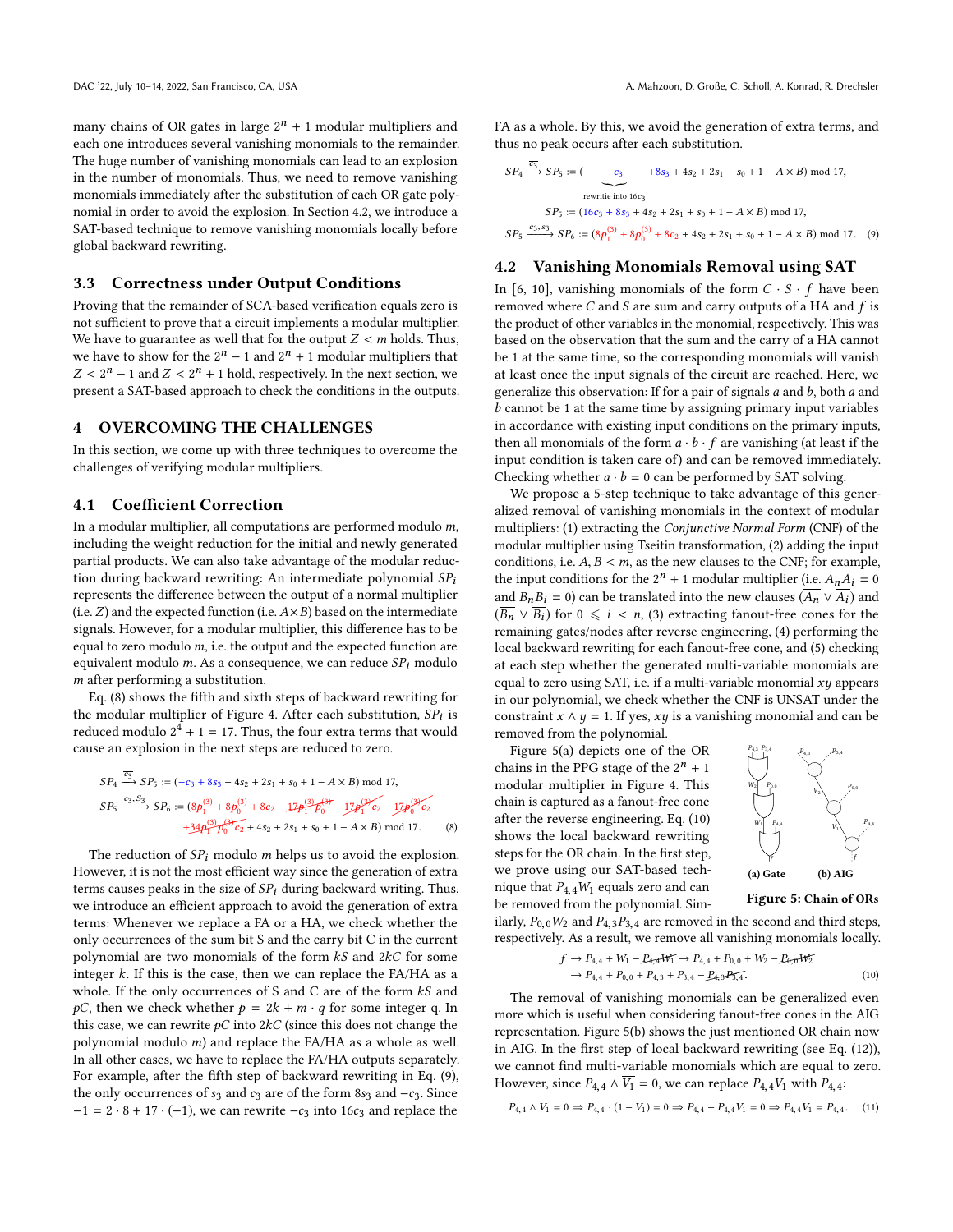many chains of OR gates in large $2^n + 1$ modular multipliers and each one introduces several vanishing monomials to the remainder. The huge number of vanishing monomials can lead to an explosion in the number of monomials. Thus, we need to remove vanishing monomials immediately after the substitution of each OR gate polynomial in order to avoid the explosion. In Section 4.2, we introduce a SAT-based technique to remove vanishing monomials locally before global backward rewriting.

### 3.3 Correctness under Output Conditions

Proving that the remainder of SCA-based verification equals zero is not sufficient to prove that a circuit implements a modular multiplier. We have to guarantee as well that for the output $Z < m$ holds. Thus, we have to show for the $2^n - 1$ and $2^n + 1$ modular multipliers that $Z < 2^n - 1$ and $Z < 2^n + 1$ hold, respectively. In the next section, we present a SAT-based approach to check the conditions in the outputs.

## 4 OVERCOMING THE CHALLENGES

In this section, we come up with three techniques to overcome the challenges of verifying modular multipliers.

### 4.1 Coefficient Correction

In a modular multiplier, all computations are performed modulo $m$, including the weight reduction for the initial and newly generated partial products. We can also take advantage of the modular reduction during backward rewriting: An intermediate polynomial $SP_i$ represents the difference between the output of a normal multiplier (i.e. $Z$) and the expected function (i.e. $A \times B$) based on the intermediate signals. However, for a modular multiplier, this difference has to be equal to zero modulo $m$, i.e. the output and the expected function are equivalent modulo $m$. As a consequence, we can reduce $SP_i$ modulo $m$ after performing a substitution.

Eq. (8) shows the fifth and sixth steps of backward rewriting for the modular multiplier of Figure 4. After each substitution, $SP_i$ is reduced modulo $2^4 + 1 = 17$. Thus, the four extra terms that would cause an explosion in the next steps are reduced to zero.

$$
\begin{aligned}
SP_4 &\xrightarrow{\overline{c_3}} SP_5 := (-c_3 + 8s_3 + 4s_2 + 2s_1 + s_0 + 1 - A \times B) \bmod 17, \\
SP_5 &\xrightarrow{c_3, S_3} SP_6 := (8p_1^{(3)} + 8p_0^{(3)} + 8c_2 - \cancel{17p_1^{(3)}p_0^{(3)}} - \cancel{17p_1^{(3)}c_2} - \cancel{17p_0^{(3)}c_2} \\
&\qquad + \cancel{34p_1^{(3)}p_0^{(3)}c_2} + 4s_2 + 2s_1 + s_0 + 1 - A \times B) \bmod 17.
\end{aligned} \tag{8}
$$

The reduction of $SP_i$ modulo $m$ helps us to avoid the explosion. However, it is not the most efficient way since the generation of extra terms causes peaks in the size of $SP_i$ during backward writing. Thus, we introduce an efficient approach to avoid the generation of extra terms: Whenever we replace a FA or a HA, we check whether the only occurrences of the sum bit S and the carry bit C in the current polynomial are two monomials of the form $kS$ and $2kC$ for some integer $k$. If this is the case, then we can replace the FA/HA as a whole. If the only occurrences of S and C are of the form $kS$ and $pC$, then we check whether $p = 2k + m \cdot q$ for some integer q. In this case, we can rewrite $pC$ into $2kC$ (since this does not change the polynomial modulo $m$) and replace the FA/HA as a whole as well. In all other cases, we have to replace the FA/HA outputs separately. For example, after the fifth step of backward rewriting in Eq. (9), the only occurrences of $s_3$ and $c_3$ are of the form $8s_3$ and $-c_3$. Since $-1 = 2 \cdot 8 + 17 \cdot (-1)$, we can rewrite $-c_3$ into $16c_3$ and replace the FA as a whole. By this, we avoid the generation of extra terms, and thus no peak occurs after each substitution.

$$
\begin{aligned}
SP_4 &\xrightarrow{\overline{c_3}} SP_5 := (\underbrace{-c_3}_{\text{rewritie into } 16c_3} \quad + 8s_3 + 4s_2 + 2s_1 + s_0 + 1 - A \times B) \bmod 17, \\
&\quad SP_5 := (16c_3 + 8s_3 + 4s_2 + 2s_1 + s_0 + 1 - A \times B) \bmod 17, \\
SP_5 &\xrightarrow{c_3, s_3} SP_6 := (8p_1^{(3)} + 8p_0^{(3)} + 8c_2 + 4s_2 + 2s_1 + s_0 + 1 - A \times B) \bmod 17.
\end{aligned} \tag{9}
$$

### 4.2 Vanishing Monomials Removal using SAT

In [6, 10], vanishing monomials of the form $C \cdot S \cdot f$ have been removed where $C$ and $S$ are sum and carry outputs of a HA and $f$ is the product of other variables in the monomial, respectively. This was based on the observation that the sum and the carry of a HA cannot be 1 at the same time, so the corresponding monomials will vanish at least once the input signals of the circuit are reached. Here, we generalize this observation: If for a pair of signals $a$ and $b$, both $a$ and $b$ cannot be 1 at the same time by assigning primary input variables in accordance with existing input conditions on the primary inputs, then all monomials of the form $a \cdot b \cdot f$ are vanishing (at least if the input condition is taken care of) and can be removed immediately. Checking whether $a \cdot b = 0$ can be performed by SAT solving.

We propose a 5-step technique to take advantage of this generalized removal of vanishing monomials in the context of modular multipliers: (1) extracting the *Conjunctive Normal Form* (CNF) of the modular multiplier using Tseitin transformation, (2) adding the input conditions, i.e. $A, B < m$, as the new clauses to the CNF; for example, the input conditions for the $2^n + 1$ modular multiplier (i.e. $A_n A_i = 0$ and $B_n B_i = 0$) can be translated into the new clauses $(\overline{A_n} \vee \overline{A_i})$ and $(\overline{B_n} \vee \overline{B_i})$ for $0 \leqslant i < n$, (3) extracting fanout-free cones for the remaining gates/nodes after reverse engineering, (4) performing the local backward rewriting for each fanout-free cone, and (5) checking at each step whether the generated multi-variable monomials are equal to zero using SAT, i.e. if a multi-variable monomial $xy$ appears in our polynomial, we check whether the CNF is UNSAT under the constraint $x \wedge y = 1$. If yes, $xy$ is a vanishing monomial and can be removed from the polynomial.

Figure 5(a) depicts one of the OR chains in the PPG stage of the $2^n + 1$ modular multiplier in Figure 4. This chain is captured as a fanout-free cone after the reverse engineering. Eq. (10) shows the local backward rewriting steps for the OR chain. In the first step, we prove using our SAT-based technique that $P_{4,4}W_1$ equals zero and can be removed from the polynomial. Similarly, $P_{0,0}W_2$ and $P_{4,3}P_{3,4}$ are removed in the second and third steps, respectively. As a result, we remove all vanishing monomials locally.

(a) Gate (b) AIG

Figure 5: Chain of ORs

$$
\begin{aligned}
f &\rightarrow P_{4,4} + W_1 - \cancel{P_{4,4}W_1} \rightarrow P_{4,4} + P_{0,0} + W_2 - \cancel{P_{0,0}W_2} \\
&\rightarrow P_{4,4} + P_{0,0} + P_{4,3} + P_{3,4} - \cancel{P_{4,3}P_{3,4}}.
\end{aligned} \tag{10}
$$

The removal of vanishing monomials can be generalized even more which is useful when considering fanout-free cones in the AIG representation. Figure 5(b) shows the just mentioned OR chain now in AIG. In the first step of local backward rewriting (see Eq. (12)), we cannot find multi-variable monomials which are equal to zero. However, since $P_{4,4} \wedge \overline{V_1} = 0$, we can replace $P_{4,4}V_1$ with $P_{4,4}$:

$$
P_{4,4} \wedge \overline{V_1} = 0 \Rightarrow P_{4,4} \cdot (1 - V_1) = 0 \Rightarrow P_{4,4} - P_{4,4}V_1 = 0 \Rightarrow P_{4,4}V_1 = P_{4,4}. \tag{11}
$$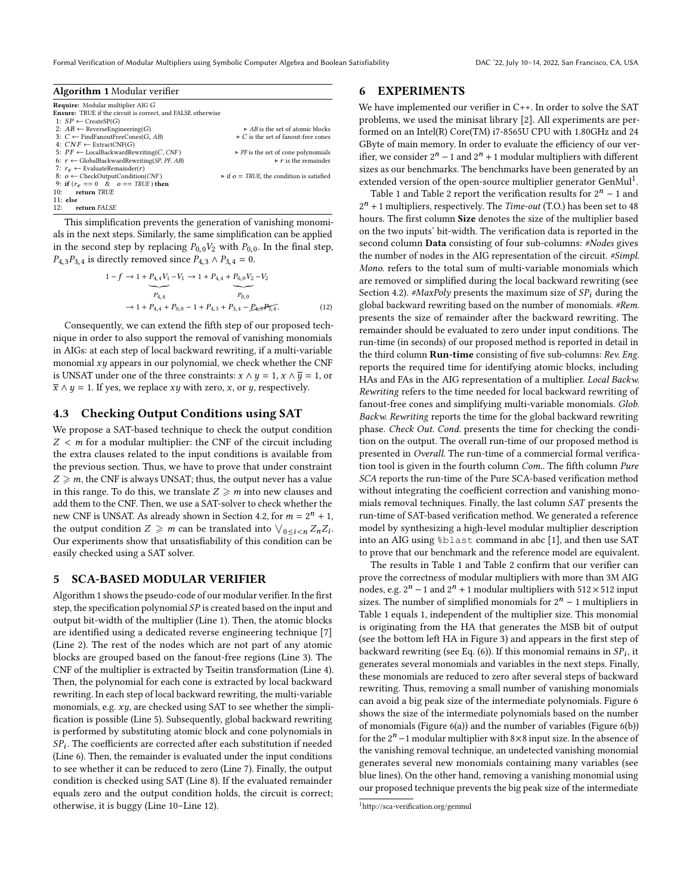**Algorithm 1** Modular verifier

```
Require: Modular multiplier AIG G
Ensure: TRUE if the circuit is correct, and FALSE otherwise
 1: SP ← CreateSP(G)
 2: AB ← ReverseEngineering(G)                    ▹ AB is the set of atomic blocks
 3: C ← FindFanoutFreeCones(G, AB)                ▹ C is the set of fanout-free cones
 4: CNF ← ExtractCNF(G)
 5: PF ← LocalBackwardRewriting(C, CNF)           ▹ PF is the set of cone polynomials
 6: r ← GlobalBackwardRewriting(SP, PF, AB)       ▹ r is the remainder
 7: r_e ← EvaluateRemainder(r)
 8: o ← CheckOutputCondition(CNF)                 ▹ if o = TRUE, the condition is satisfied
 9: if (r_e == 0 & o == TRUE) then
10:     return TRUE
11: else
12:     return FALSE
```

This simplification prevents the generation of vanishing monomials in the next steps. Similarly, the same simplification can be applied in the second step by replacing $P_{0,0}V_2$ with $P_{0,0}$. In the final step, $P_{4,3}P_{3,4}$ is directly removed since $P_{4,3} \wedge P_{3,4} = 0$.

$$1 - f \rightarrow 1 + \underbrace{P_{4,4}V_1}_{P_{4,4}} - V_1 \rightarrow 1 + P_{4,4} + \underbrace{P_{0,0}V_2}_{P_{0,0}} - V_2$$
$$\rightarrow 1 + P_{4,4} + P_{0,0} - 1 + P_{4,3} + P_{3,4} - \cancel{P_{4,3}P_{3,4}}. \tag{12}$$

Consequently, we can extend the fifth step of our proposed technique in order to also support the removal of vanishing monomials in AIGs: at each step of local backward rewriting, if a multi-variable monomial $xy$ appears in our polynomial, we check whether the CNF is UNSAT under one of the three constraints: $x \wedge y = 1$, $x \wedge \overline{y} = 1$, or $\overline{x} \wedge y = 1$. If yes, we replace $xy$ with zero, $x$, or $y$, respectively.

### 4.3 Checking Output Conditions using SAT

We propose a SAT-based technique to check the output condition $Z < m$ for a modular multiplier: the CNF of the circuit including the extra clauses related to the input conditions is available from the previous section. Thus, we have to prove that under constraint $Z \geqslant m$, the CNF is always UNSAT; thus, the output never has a value in this range. To do this, we translate $Z \geqslant m$ into new clauses and add them to the CNF. Then, we use a SAT-solver to check whether the new CNF is UNSAT. As already shown in Section 4.2, for $m = 2^n + 1$, the output condition $Z \geqslant m$ can be translated into $\bigvee_{0 \leq i < n} Z_n Z_i$. Our experiments show that unsatisfiability of this condition can be easily checked using a SAT solver.

## 5 SCA-BASED MODULAR VERIFIER

Algorithm 1 shows the pseudo-code of our modular verifier. In the first step, the specification polynomial $SP$ is created based on the input and output bit-width of the multiplier (Line 1). Then, the atomic blocks are identified using a dedicated reverse engineering technique [7] (Line 2). The rest of the nodes which are not part of any atomic blocks are grouped based on the fanout-free regions (Line 3). The CNF of the multiplier is extracted by Tseitin transformation (Line 4). Then, the polynomial for each cone is extracted by local backward rewriting. In each step of local backward rewriting, the multi-variable monomials, e.g. $xy$, are checked using SAT to see whether the simplification is possible (Line 5). Subsequently, global backward rewriting is performed by substituting atomic block and cone polynomials in $SP_i$. The coefficients are corrected after each substitution if needed (Line 6). Then, the remainder is evaluated under the input conditions to see whether it can be reduced to zero (Line 7). Finally, the output condition is checked using SAT (Line 8). If the evaluated remainder equals zero and the output condition holds, the circuit is correct; otherwise, it is buggy (Line 10–Line 12).

## 6 EXPERIMENTS

We have implemented our verifier in C++. In order to solve the SAT problems, we used the minisat library [2]. All experiments are performed on an Intel(R) Core(TM) i7-8565U CPU with 1.80GHz and 24 GByte of main memory. In order to evaluate the efficiency of our verifier, we consider $2^n - 1$ and $2^n + 1$ modular multipliers with different sizes as our benchmarks. The benchmarks have been generated by an extended version of the open-source multiplier generator GenMul[1].

Table 1 and Table 2 report the verification results for $2^n - 1$ and $2^n + 1$ multipliers, respectively. The *Time-out* (T.O.) has been set to 48 hours. The first column **Size** denotes the size of the multiplier based on the two inputs' bit-width. The verification data is reported in the second column **Data** consisting of four sub-columns: *#Nodes* gives the number of nodes in the AIG representation of the circuit. *#Simpl. Mono.* refers to the total sum of multi-variable monomials which are removed or simplified during the local backward rewriting (see Section 4.2). *#MaxPoly* presents the maximum size of $SP_i$ during the global backward rewriting based on the number of monomials. *#Rem.* presents the size of remainder after the backward rewriting. The remainder should be evaluated to zero under input conditions. The run-time (in seconds) of our proposed method is reported in detail in the third column **Run-time** consisting of five sub-columns: *Rev. Eng.* reports the required time for identifying atomic blocks, including HAs and FAs in the AIG representation of a multiplier. *Local Backw. Rewriting* refers to the time needed for local backward rewriting of fanout-free cones and simplifying multi-variable monomials. *Glob. Backw. Rewriting* reports the time for the global backward rewriting phase. *Check Out. Cond.* presents the time for checking the condition on the output. The overall run-time of our proposed method is presented in *Overall*. The run-time of a commercial formal verification tool is given in the fourth column *Com.*. The fifth column *Pure SCA* reports the run-time of the Pure SCA-based verification method without integrating the coefficient correction and vanishing monomials removal techniques. Finally, the last column *SAT* presents the run-time of SAT-based verification method. We generated a reference model by synthesizing a high-level modular multiplier description into an AIG using `%blast` command in abc [1], and then use SAT to prove that our benchmark and the reference model are equivalent.

The results in Table 1 and Table 2 confirm that our verifier can prove the correctness of modular multipliers with more than 3M AIG nodes, e.g. $2^n - 1$ and $2^n + 1$ modular multipliers with $512 \times 512$ input sizes. The number of simplified monomials for $2^n - 1$ multipliers in Table 1 equals 1, independent of the multiplier size. This monomial is originating from the HA that generates the MSB bit of output (see the bottom left HA in Figure 3) and appears in the first step of backward rewriting (see Eq. (6)). If this monomial remains in $SP_i$, it generates several monomials and variables in the next steps. Finally, these monomials are reduced to zero after several steps of backward rewriting. Thus, removing a small number of vanishing monomials can avoid a big peak size of the intermediate polynomials. Figure 6 shows the size of the intermediate polynomials based on the number of monomials (Figure 6(a)) and the number of variables (Figure 6(b)) for the $2^n - 1$ modular multiplier with $8 \times 8$ input size. In the absence of the vanishing removal technique, an undetected vanishing monomial generates several new monomials containing many variables (see blue lines). On the other hand, removing a vanishing monomial using our proposed technique prevents the big peak size of the intermediate

[1] http://sca-verification.org/genmul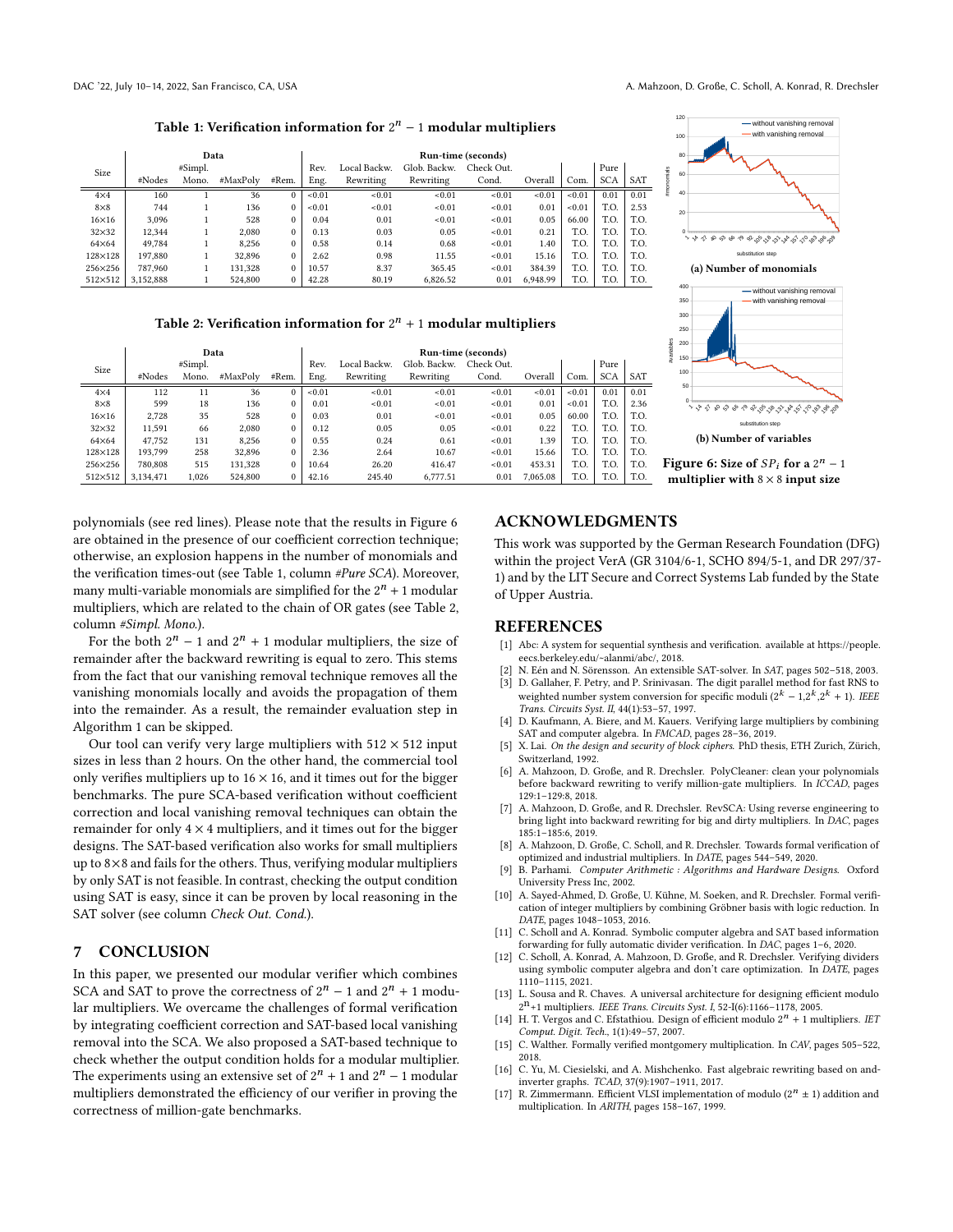**Table 1: Verification information for $2^n - 1$ modular multipliers**

| Size | Data | | | | Run-time (seconds) | | | | | | | |
|---|---|---|---|---|---|---|---|---|---|---|---|---|
| | #Nodes | #Simpl. Mono. | #MaxPoly | #Rem. | Rev. Eng. | Local Backw. Rewriting | Glob. Backw. Rewriting | Check Out. Cond. | Overall | Com. | Pure SCA | SAT |
| 4×4 | 160 | 1 | 36 | 0 | <0.01 | <0.01 | <0.01 | <0.01 | <0.01 | <0.01 | 0.01 | 0.01 |
| 8×8 | 744 | 1 | 136 | 0 | <0.01 | <0.01 | <0.01 | <0.01 | 0.01 | <0.01 | T.O. | 2.53 |
| 16×16 | 3,096 | 1 | 528 | 0 | 0.04 | 0.01 | <0.01 | <0.01 | 0.05 | 66.00 | T.O. | T.O. |
| 32×32 | 12,344 | 1 | 2,080 | 0 | 0.13 | 0.03 | 0.05 | <0.01 | 0.21 | T.O. | T.O. | T.O. |
| 64×64 | 49,784 | 1 | 8,256 | 0 | 0.58 | 0.14 | 0.68 | <0.01 | 1.40 | T.O. | T.O. | T.O. |
| 128×128 | 197,880 | 1 | 32,896 | 0 | 2.62 | 0.98 | 11.55 | <0.01 | 15.16 | T.O. | T.O. | T.O. |
| 256×256 | 787,960 | 1 | 131,328 | 0 | 10.57 | 8.37 | 365.45 | <0.01 | 384.39 | T.O. | T.O. | T.O. |
| 512×512 | 3,152,888 | 1 | 524,800 | 0 | 42.28 | 80.19 | 6,826.52 | 0.01 | 6,948.99 | T.O. | T.O. | T.O. |

**Table 2: Verification information for $2^n + 1$ modular multipliers**

| Size | Data | | | | Run-time (seconds) | | | | | | | |
|---|---|---|---|---|---|---|---|---|---|---|---|---|
| | #Nodes | #Simpl. Mono. | #MaxPoly | #Rem. | Rev. Eng. | Local Backw. Rewriting | Glob. Backw. Rewriting | Check Out. Cond. | Overall | Com. | Pure SCA | SAT |
| 4×4 | 112 | 11 | 36 | 0 | <0.01 | <0.01 | <0.01 | <0.01 | <0.01 | <0.01 | 0.01 | 0.01 |
| 8×8 | 599 | 18 | 136 | 0 | 0.01 | <0.01 | <0.01 | <0.01 | 0.01 | <0.01 | T.O. | 2.36 |
| 16×16 | 2,728 | 35 | 528 | 0 | 0.03 | 0.01 | <0.01 | <0.01 | 0.05 | 60.00 | T.O. | T.O. |
| 32×32 | 11,591 | 66 | 2,080 | 0 | 0.12 | 0.05 | 0.05 | <0.01 | 0.22 | T.O. | T.O. | T.O. |
| 64×64 | 47,752 | 131 | 8,256 | 0 | 0.55 | 0.24 | 0.61 | <0.01 | 1.39 | T.O. | T.O. | T.O. |
| 128×128 | 193,799 | 258 | 32,896 | 0 | 2.36 | 2.64 | 10.67 | <0.01 | 15.66 | T.O. | T.O. | T.O. |
| 256×256 | 780,808 | 515 | 131,328 | 0 | 10.64 | 26.20 | 416.47 | <0.01 | 453.31 | T.O. | T.O. | T.O. |
| 512×512 | 3,134,471 | 1,026 | 524,800 | 0 | 42.16 | 245.40 | 6,777.51 | 0.01 | 7,065.08 | T.O. | T.O. | T.O. |

without vanishing removal
with vanishing removal
#monomials
substitution step

**(a) Number of monomials**

without vanishing removal
with vanishing removal
#variables
substitution step

**(b) Number of variables**

**Figure 6: Size of $SP_i$ for a $2^n - 1$ multiplier with $8 \times 8$ input size**

polynomials (see red lines). Please note that the results in Figure 6 are obtained in the presence of our coefficient correction technique; otherwise, an explosion happens in the number of monomials and the verification times-out (see Table 1, column *#Pure SCA*). Moreover, many multi-variable monomials are simplified for the $2^n + 1$ modular multipliers, which are related to the chain of OR gates (see Table 2, column *#Simpl. Mono.*).

For the both $2^n - 1$ and $2^n + 1$ modular multipliers, the size of remainder after the backward rewriting is equal to zero. This stems from the fact that our vanishing removal technique removes all the vanishing monomials locally and avoids the propagation of them into the remainder. As a result, the remainder evaluation step in Algorithm 1 can be skipped.

Our tool can verify very large multipliers with $512 \times 512$ input sizes in less than 2 hours. On the other hand, the commercial tool only verifies multipliers up to $16 \times 16$, and it times out for the bigger benchmarks. The pure SCA-based verification without coefficient correction and local vanishing removal techniques can obtain the remainder for only $4 \times 4$ multipliers, and it times out for the bigger designs. The SAT-based verification also works for small multipliers up to $8 \times 8$ and fails for the others. Thus, verifying modular multipliers by only SAT is not feasible. In contrast, checking the output condition using SAT is easy, since it can be proven by local reasoning in the SAT solver (see column *Check Out. Cond.*).

## 7 CONCLUSION

In this paper, we presented our modular verifier which combines SCA and SAT to prove the correctness of $2^n - 1$ and $2^n + 1$ modular multipliers. We overcame the challenges of formal verification by integrating coefficient correction and SAT-based local vanishing removal into the SCA. We also proposed a SAT-based technique to check whether the output condition holds for a modular multiplier. The experiments using an extensive set of $2^n + 1$ and $2^n - 1$ modular multipliers demonstrated the efficiency of our verifier in proving the correctness of million-gate benchmarks.

## ACKNOWLEDGMENTS

This work was supported by the German Research Foundation (DFG) within the project VerA (GR 3104/6-1, SCHO 894/5-1, and DR 297/37-1) and by the LIT Secure and Correct Systems Lab funded by the State of Upper Austria.

## REFERENCES

[1] Abc: A system for sequential synthesis and verification. available at https://people.eecs.berkeley.edu/~alanmi/abc/, 2018.

[2] N. Eén and N. Sörensson. An extensible SAT-solver. In *SAT*, pages 502–518, 2003.

[3] D. Gallaher, F. Petry, and P. Srinivasan. The digit parallel method for fast RNS to weighted number system conversion for specific moduli ($2^k - 1, 2^k, 2^k + 1$). *IEEE Trans. Circuits Syst. II*, 44(1):53–57, 1997.

[4] D. Kaufmann, A. Biere, and M. Kauers. Verifying large multipliers by combining SAT and computer algebra. In *FMCAD*, pages 28–36, 2019.

[5] X. Lai. *On the design and security of block ciphers*. PhD thesis, ETH Zurich, Zürich, Switzerland, 1992.

[6] A. Mahzoon, D. Große, and R. Drechsler. PolyCleaner: clean your polynomials before backward rewriting to verify million-gate multipliers. In *ICCAD*, pages 129:1–129:8, 2018.

[7] A. Mahzoon, D. Große, and R. Drechsler. RevSCA: Using reverse engineering to bring light into backward rewriting for big and dirty multipliers. In *DAC*, pages 185:1–185:6, 2019.

[8] A. Mahzoon, D. Große, C. Scholl, and R. Drechsler. Towards formal verification of optimized and industrial multipliers. In *DATE*, pages 544–549, 2020.

[9] B. Parhami. *Computer Arithmetic : Algorithms and Hardware Designs*. Oxford University Press Inc, 2002.

[10] A. Sayed-Ahmed, D. Große, U. Kühne, M. Soeken, and R. Drechsler. Formal verification of integer multipliers by combining Gröbner basis with logic reduction. In *DATE*, pages 1048–1053, 2016.

[11] C. Scholl and A. Konrad. Symbolic computer algebra and SAT based information forwarding for fully automatic divider verification. In *DAC*, pages 1–6, 2020.

[12] C. Scholl, A. Konrad, A. Mahzoon, D. Große, and R. Drechsler. Verifying dividers using symbolic computer algebra and don't care optimization. In *DATE*, pages 1110–1115, 2021.

[13] L. Sousa and R. Chaves. A universal architecture for designing efficient modulo $2^n$+1 multipliers. *IEEE Trans. Circuits Syst. I*, 52-I(6):1166–1178, 2005.

[14] H. T. Vergos and C. Efstathiou. Design of efficient modulo $2^n + 1$ multipliers. *IET Comput. Digit. Tech.*, 1(1):49–57, 2007.

[15] C. Walther. Formally verified montgomery multiplication. In *CAV*, pages 505–522, 2018.

[16] C. Yu, M. Ciesielski, and A. Mishchenko. Fast algebraic rewriting based on and-inverter graphs. *TCAD*, 37(9):1907–1911, 2017.

[17] R. Zimmermann. Efficient VLSI implementation of modulo ($2^n \pm 1$) addition and multiplication. In *ARITH*, pages 158–167, 1999.